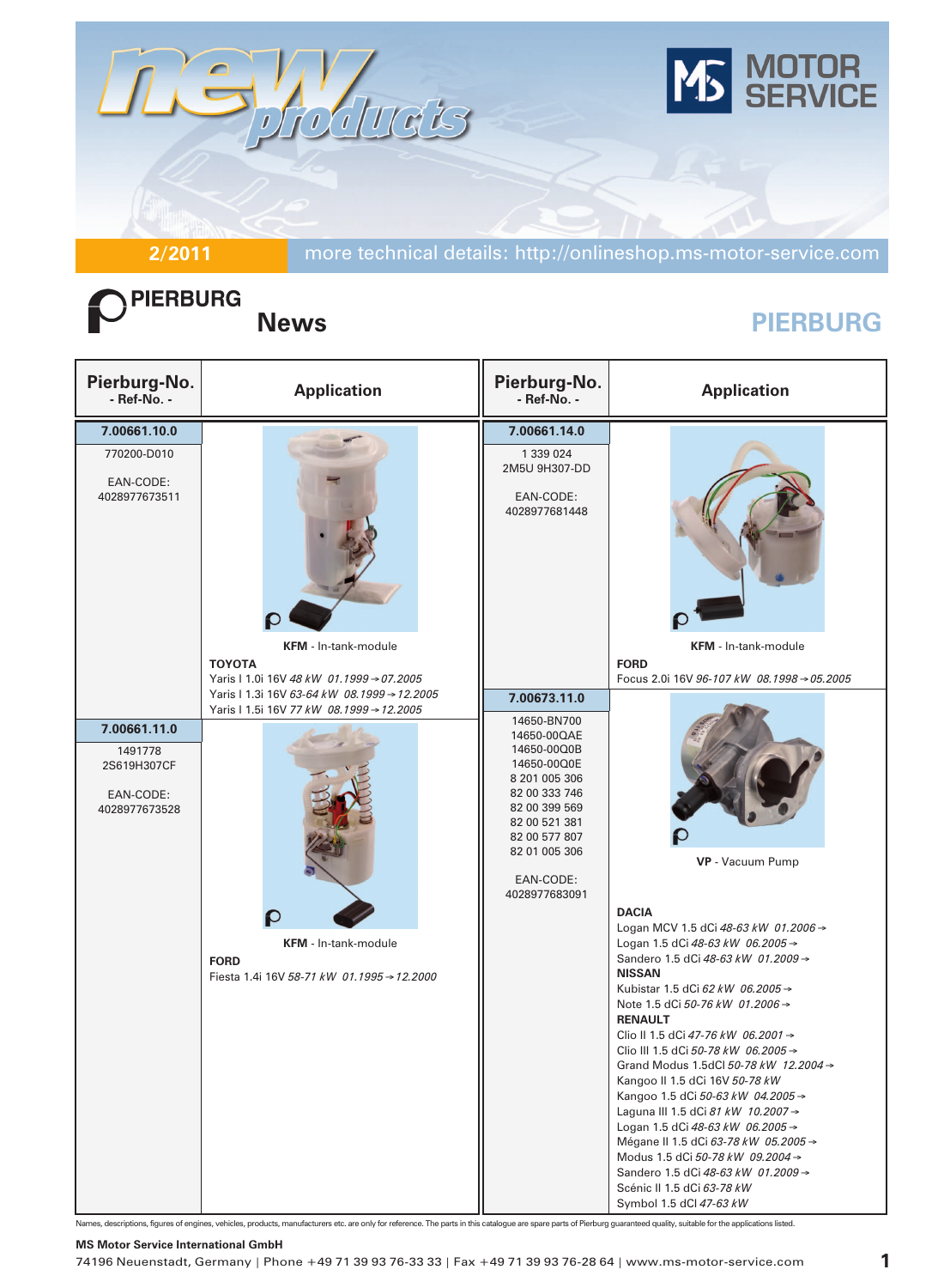# new products

MOTOR SERVICE

2/2011 more technical details: http://onlineshop.ms-motor-service.com

PIERBURG

## News

PIERBURG

| Pierburg-No. - Ref-No. - | Application |
|---|---|
| **7.00661.10.0**<br>770200-D010<br><br>EAN-CODE:<br>4028977673511 | **KFM** - In-tank-module<br>**TOYOTA**<br>Yaris I 1.0i 16V *48 kW 01.1999 → 07.2005*<br>Yaris I 1.3i 16V *63-64 kW 08.1999 → 12.2005*<br>Yaris I 1.5i 16V *77 kW 08.1999 → 12.2005* |
| **7.00661.11.0**<br>1491778<br>2S619H307CF<br><br>EAN-CODE:<br>4028977673528 | **KFM** - In-tank-module<br>**FORD**<br>Fiesta 1.4i 16V *58-71 kW 01.1995 → 12.2000* |
| **7.00661.14.0**<br>1 339 024<br>2M5U 9H307-DD<br><br>EAN-CODE:<br>4028977681448 | **KFM** - In-tank-module<br>**FORD**<br>Focus 2.0i 16V *96-107 kW 08.1998 → 05.2005* |
| **7.00673.11.0**<br>14650-BN700<br>14650-00QAE<br>14650-00Q0B<br>14650-00Q0E<br>8 201 005 306<br>82 00 333 746<br>82 00 399 569<br>82 00 521 381<br>82 00 577 807<br>82 01 005 306<br><br>EAN-CODE:<br>4028977683091 | **VP** - Vacuum Pump<br>**DACIA**<br>Logan MCV 1.5 dCi *48-63 kW 01.2006 →*<br>Logan 1.5 dCi *48-63 kW 06.2005 →*<br>Sandero 1.5 dCi *48-63 kW 01.2009 →*<br>**NISSAN**<br>Kubistar 1.5 dCi *62 kW 06.2005 →*<br>Note 1.5 dCi *50-76 kW 01.2006 →*<br>**RENAULT**<br>Clio II 1.5 dCi *47-76 kW 06.2001 →*<br>Clio III 1.5 dCi *50-78 kW 06.2005 →*<br>Grand Modus 1.5dCI *50-78 kW 12.2004 →*<br>Kangoo II 1.5 dCi 16V *50-78 kW*<br>Kangoo 1.5 dCi *50-63 kW 04.2005 →*<br>Laguna III 1.5 dCi *81 kW 10.2007 →*<br>Logan 1.5 dCi *48-63 kW 06.2005 →*<br>Mégane II 1.5 dCi *63-78 kW 05.2005 →*<br>Modus 1.5 dCi *50-78 kW 09.2004 →*<br>Sandero 1.5 dCi *48-63 kW 01.2009 →*<br>Scénic II 1.5 dCi *63-78 kW*<br>Symbol 1.5 dCI *47-63 kW* |

Names, descriptions, figures of engines, vehicles, products, manufacturers etc. are only for reference. The parts in this catalogue are spare parts of Pierburg guaranteed quality, suitable for the applications listed.

**MS Motor Service International GmbH**
74196 Neuenstadt, Germany | Phone +49 71 39 93 76-33 33 | Fax +49 71 39 93 76-28 64 | www.ms-motor-service.com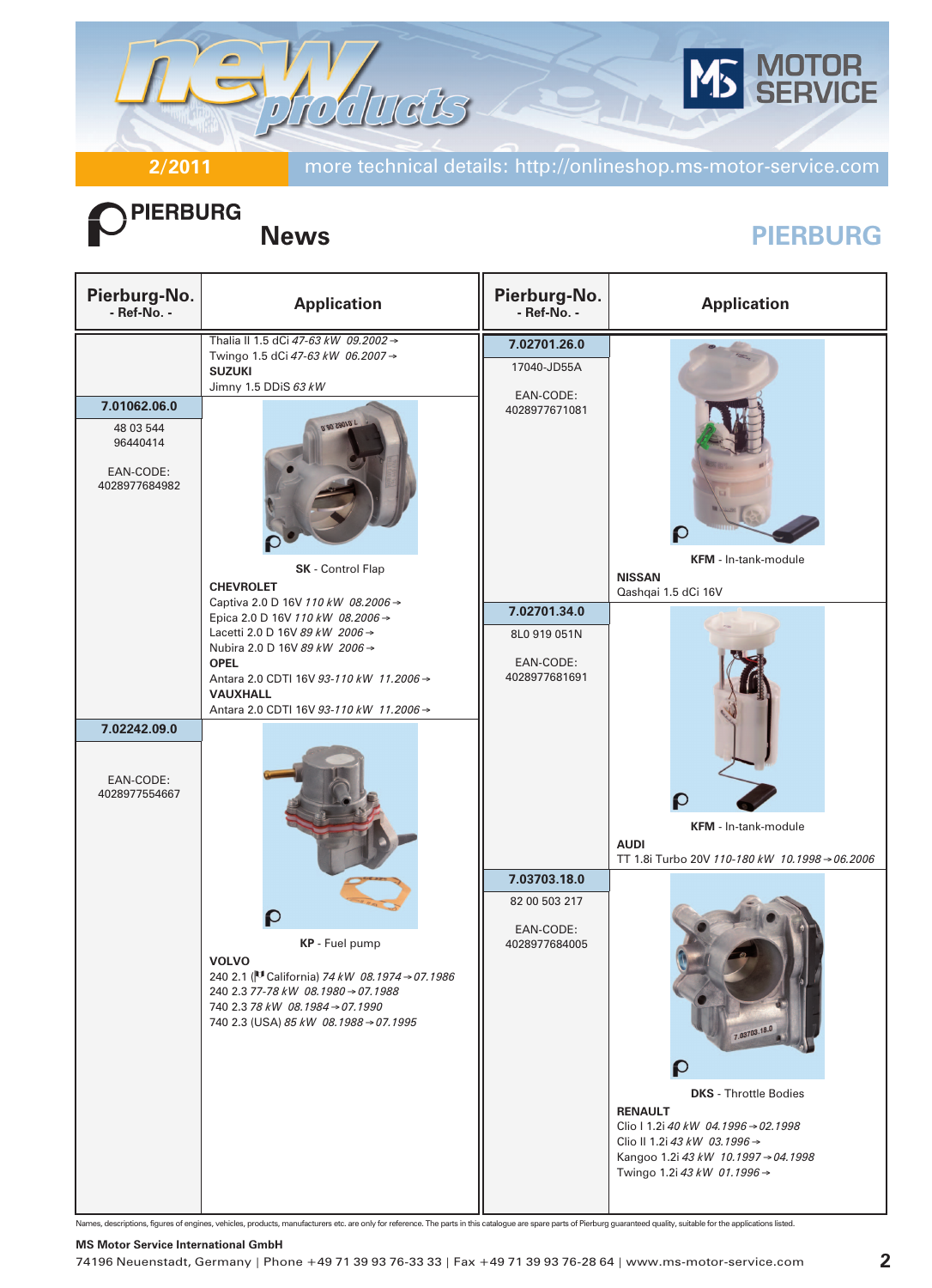# PIERBURG News

| Pierburg-No. - Ref-No. - | Application |
|---|---|
| | Thalia II 1.5 dCi *47-63 kW 09.2002→*<br>Twingo 1.5 dCi *47-63 kW 06.2007→*<br>**SUZUKI**<br>Jimny 1.5 DDiS *63 kW* |
| **7.01062.06.0**<br>48 03 544<br>96440414<br>EAN-CODE:<br>4028977684982 | **SK** - Control Flap<br>**CHEVROLET**<br>Captiva 2.0 D 16V *110 kW 08.2006→*<br>Epica 2.0 D 16V *110 kW 08.2006→*<br>Lacetti 2.0 D 16V *89 kW 2006→*<br>Nubira 2.0 D 16V *89 kW 2006→*<br>**OPEL**<br>Antara 2.0 CDTI 16V *93-110 kW 11.2006→*<br>**VAUXHALL**<br>Antara 2.0 CDTI 16V *93-110 kW 11.2006→* |
| **7.02242.09.0**<br>EAN-CODE:<br>4028977554667 | **KP** - Fuel pump<br>**VOLVO**<br>240 2.1 (California) *74 kW 08.1974→07.1986*<br>240 2.3 *77-78 kW 08.1980→07.1988*<br>740 2.3 *78 kW 08.1984→07.1990*<br>740 2.3 (USA) *85 kW 08.1988→07.1995* |
| **7.02701.26.0**<br>17040-JD55A<br>EAN-CODE:<br>4028977671081 | **KFM** - In-tank-module<br>**NISSAN**<br>Qashqai 1.5 dCi 16V |
| **7.02701.34.0**<br>8L0 919 051N<br>EAN-CODE:<br>4028977681691 | **KFM** - In-tank-module<br>**AUDI**<br>TT 1.8i Turbo 20V *110-180 kW 10.1998→06.2006* |
| **7.03703.18.0**<br>82 00 503 217<br>EAN-CODE:<br>4028977684005 | **DKS** - Throttle Bodies<br>**RENAULT**<br>Clio I 1.2i *40 kW 04.1996→02.1998*<br>Clio II 1.2i *43 kW 03.1996→*<br>Kangoo 1.2i *43 kW 10.1997→04.1998*<br>Twingo 1.2i *43 kW 01.1996→* |

Names, descriptions, figures of engines, vehicles, products, manufacturers etc. are only for reference. The parts in this catalogue are spare parts of Pierburg guaranteed quality, suitable for the applications listed.

**MS Motor Service International GmbH**
74196 Neuenstadt, Germany | Phone +49 71 39 93 76-33 33 | Fax +49 71 39 93 76-28 64 | www.ms-motor-service.com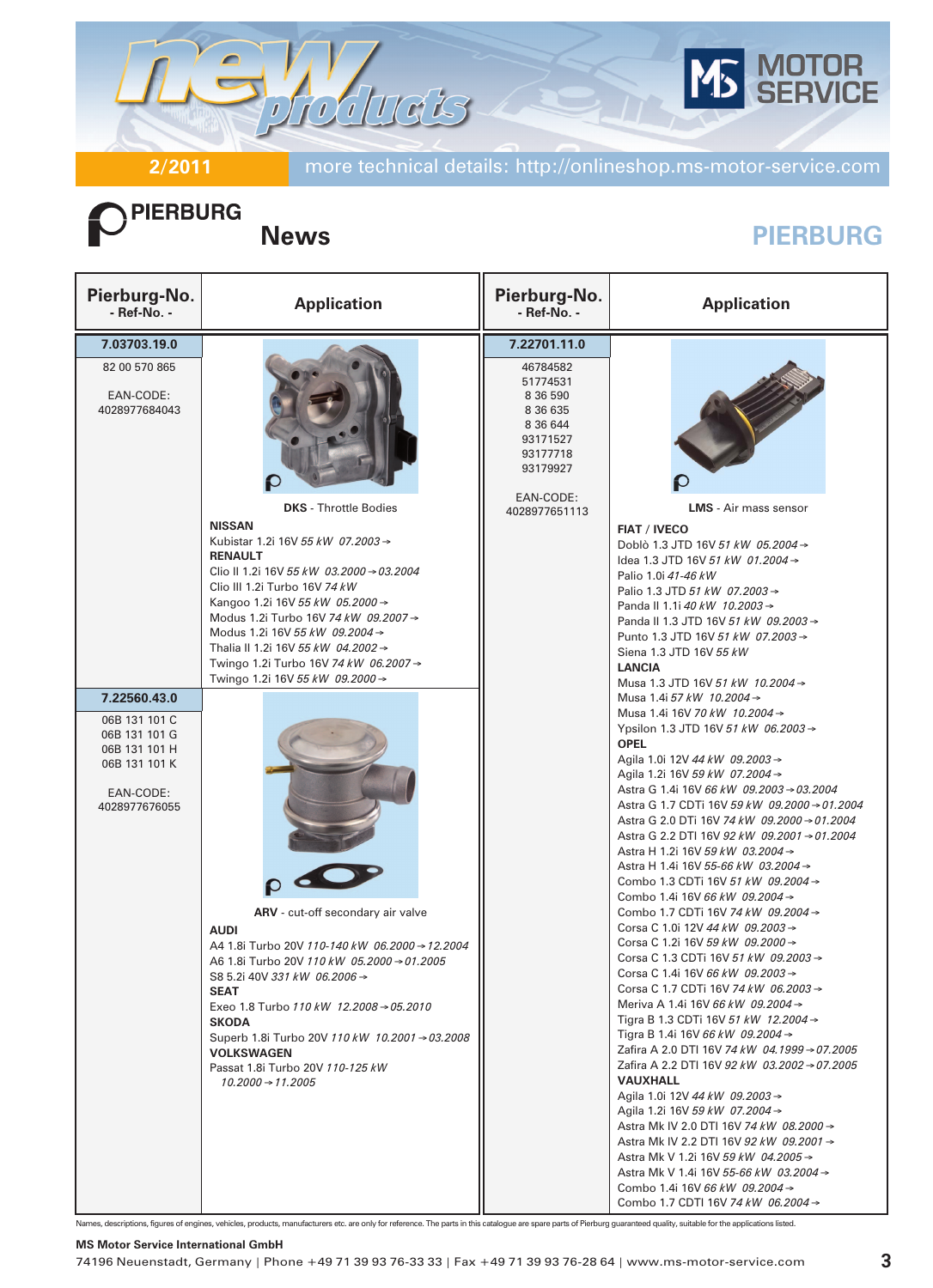# PIERBURG News

2/2011 | more technical details: http://onlineshop.ms-motor-service.com

| Pierburg-No. - Ref-No. - | Application |
|---|---|
| **7.03703.19.0**<br>82 00 570 865<br><br>EAN-CODE:<br>4028977684043 | **DKS** - Throttle Bodies<br>**NISSAN**<br>Kubistar 1.2i 16V *55 kW 07.2003→*<br>**RENAULT**<br>Clio II 1.2i 16V *55 kW 03.2000→03.2004*<br>Clio III 1.2i Turbo 16V *74 kW*<br>Kangoo 1.2i 16V *55 kW 05.2000→*<br>Modus 1.2i Turbo 16V *74 kW 09.2007→*<br>Modus 1.2i 16V *55 kW 09.2004→*<br>Thalia II 1.2i 16V *55 kW 04.2002→*<br>Twingo 1.2i Turbo 16V *74 kW 06.2007→*<br>Twingo 1.2i 16V *55 kW 09.2000→* |
| **7.22560.43.0**<br>06B 131 101 C<br>06B 131 101 G<br>06B 131 101 H<br>06B 131 101 K<br><br>EAN-CODE:<br>4028977676055 | **ARV** - cut-off secondary air valve<br>**AUDI**<br>A4 1.8i Turbo 20V *110-140 kW 06.2000→12.2004*<br>A6 1.8i Turbo 20V *110 kW 05.2000→01.2005*<br>S8 5.2i 40V *331 kW 06.2006→*<br>**SEAT**<br>Exeo 1.8 Turbo *110 kW 12.2008→05.2010*<br>**SKODA**<br>Superb 1.8i Turbo 20V *110 kW 10.2001→03.2008*<br>**VOLKSWAGEN**<br>Passat 1.8i Turbo 20V *110-125 kW 10.2000→11.2005* |
| **7.22701.11.0**<br>46784582<br>51774531<br>8 36 590<br>8 36 635<br>8 36 644<br>93171527<br>93177718<br>93179927<br><br>EAN-CODE:<br>4028977651113 | **LMS** - Air mass sensor<br>**FIAT / IVECO**<br>Doblò 1.3 JTD 16V *51 kW 05.2004→*<br>Idea 1.3 JTD 16V *51 kW 01.2004→*<br>Palio 1.0i *41-46 kW*<br>Palio 1.3 JTD *51 kW 07.2003→*<br>Panda II 1.1i *40 kW 10.2003→*<br>Panda II 1.3 JTD 16V *51 kW 09.2003→*<br>Punto 1.3 JTD 16V *51 kW 07.2003→*<br>Siena 1.3 JTD 16V *55 kW*<br>**LANCIA**<br>Musa 1.3 JTD 16V *51 kW 10.2004→*<br>Musa 1.4i *57 kW 10.2004→*<br>Musa 1.4i 16V *70 kW 10.2004→*<br>Ypsilon 1.3 JTD 16V *51 kW 06.2003→*<br>**OPEL**<br>Agila 1.0i 12V *44 kW 09.2003→*<br>Agila 1.2i 16V *59 kW 07.2004→*<br>Astra G 1.4i 16V *66 kW 09.2003→03.2004*<br>Astra G 1.7 CDTi 16V *59 kW 09.2000→01.2004*<br>Astra G 2.0 DTi 16V *74 kW 09.2000→01.2004*<br>Astra G 2.2 DTI 16V *92 kW 09.2001→01.2004*<br>Astra H 1.2i 16V *59 kW 03.2004→*<br>Astra H 1.4i 16V *55-66 kW 03.2004→*<br>Combo 1.3 CDTi 16V *51 kW 09.2004→*<br>Combo 1.4i 16V *66 kW 09.2004→*<br>Combo 1.7 CDTi 16V *74 kW 09.2004→*<br>Corsa C 1.0i 12V *44 kW 09.2003→*<br>Corsa C 1.2i 16V *59 kW 09.2000→*<br>Corsa C 1.3 CDTi 16V *51 kW 09.2003→*<br>Corsa C 1.4i 16V *66 kW 09.2003→*<br>Corsa C 1.7 CDTi 16V *74 kW 06.2003→*<br>Meriva A 1.4i 16V *66 kW 09.2004→*<br>Tigra B 1.3 CDTi 16V *51 kW 12.2004→*<br>Tigra B 1.4i 16V *66 kW 09.2004→*<br>Zafira A 2.0 DTI 16V *74 kW 04.1999→07.2005*<br>Zafira A 2.2 DTI 16V *92 kW 03.2002→07.2005*<br>**VAUXHALL**<br>Agila 1.0i 12V *44 kW 09.2003→*<br>Agila 1.2i 16V *59 kW 07.2004→*<br>Astra Mk IV 2.0 DTI 16V *74 kW 08.2000→*<br>Astra Mk IV 2.2 DTI 16V *92 kW 09.2001→*<br>Astra Mk V 1.2i 16V *59 kW 04.2005→*<br>Astra Mk V 1.4i 16V *55-66 kW 03.2004→*<br>Combo 1.4i 16V *66 kW 09.2004→*<br>Combo 1.7 CDTI 16V *74 kW 06.2004→* |

Names, descriptions, figures of engines, vehicles, products, manufacturers etc. are only for reference. The parts in this catalogue are spare parts of Pierburg guaranteed quality, suitable for the applications listed.

**MS Motor Service International GmbH**
74196 Neuenstadt, Germany | Phone +49 71 39 93 76-33 33 | Fax +49 71 39 93 76-28 64 | www.ms-motor-service.com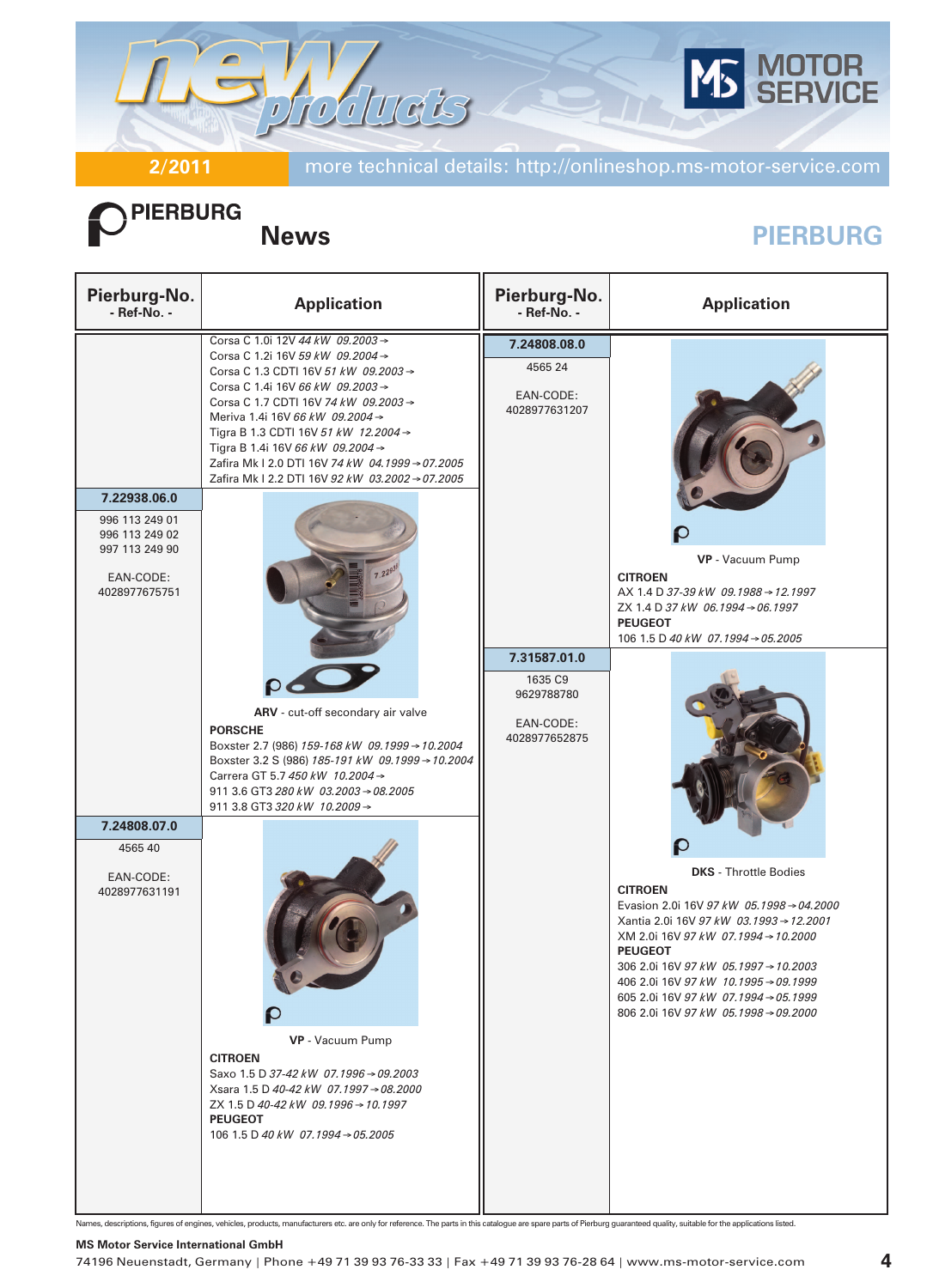# new products

2/2011 — more technical details: http://onlineshop.ms-motor-service.com

## PIERBURG News

| Pierburg-No. - Ref-No. - | Application |
|---|---|
| | Corsa C 1.0i 12V *44 kW 09.2003→*<br>Corsa C 1.2i 16V *59 kW 09.2004→*<br>Corsa C 1.3 CDTI 16V *51 kW 09.2003→*<br>Corsa C 1.4i 16V *66 kW 09.2003→*<br>Corsa C 1.7 CDTI 16V *74 kW 09.2003→*<br>Meriva 1.4i 16V *66 kW 09.2004→*<br>Tigra B 1.3 CDTI 16V *51 kW 12.2004→*<br>Tigra B 1.4i 16V *66 kW 09.2004→*<br>Zafira Mk I 2.0 DTI 16V *74 kW 04.1999→07.2005*<br>Zafira Mk I 2.2 DTI 16V *92 kW 03.2002→07.2005* |
| **7.22938.06.0**<br>996 113 249 01<br>996 113 249 02<br>997 113 249 90<br>EAN-CODE: 4028977675751 | **ARV** - cut-off secondary air valve<br>**PORSCHE**<br>Boxster 2.7 (986) *159-168 kW 09.1999→10.2004*<br>Boxster 3.2 S (986) *185-191 kW 09.1999→10.2004*<br>Carrera GT 5.7 *450 kW 10.2004→*<br>911 3.6 GT3 *280 kW 03.2003→08.2005*<br>911 3.8 GT3 *320 kW 10.2009→* |
| **7.24808.07.0**<br>4565 40<br>EAN-CODE: 4028977631191 | **VP** - Vacuum Pump<br>**CITROEN**<br>Saxo 1.5 D *37-42 kW 07.1996→09.2003*<br>Xsara 1.5 D *40-42 kW 07.1997→08.2000*<br>ZX 1.5 D *40-42 kW 09.1996→10.1997*<br>**PEUGEOT**<br>106 1.5 D *40 kW 07.1994→05.2005* |
| **7.24808.08.0**<br>4565 24<br>EAN-CODE: 4028977631207 | **VP** - Vacuum Pump<br>**CITROEN**<br>AX 1.4 D *37-39 kW 09.1988→12.1997*<br>ZX 1.4 D *37 kW 06.1994→06.1997*<br>**PEUGEOT**<br>106 1.5 D *40 kW 07.1994→05.2005* |
| **7.31587.01.0**<br>1635 C9<br>9629788780<br>EAN-CODE: 4028977652875 | **DKS** - Throttle Bodies<br>**CITROEN**<br>Evasion 2.0i 16V *97 kW 05.1998→04.2000*<br>Xantia 2.0i 16V *97 kW 03.1993→12.2001*<br>XM 2.0i 16V *97 kW 07.1994→10.2000*<br>**PEUGEOT**<br>306 2.0i 16V *97 kW 05.1997→10.2003*<br>406 2.0i 16V *97 kW 10.1995→09.1999*<br>605 2.0i 16V *97 kW 07.1994→05.1999*<br>806 2.0i 16V *97 kW 05.1998→09.2000* |

Names, descriptions, figures of engines, vehicles, products, manufacturers etc. are only for reference. The parts in this catalogue are spare parts of Pierburg guaranteed quality, suitable for the applications listed.

**MS Motor Service International GmbH**
74196 Neuenstadt, Germany | Phone +49 71 39 93 76-33 33 | Fax +49 71 39 93 76-28 64 | www.ms-motor-service.com